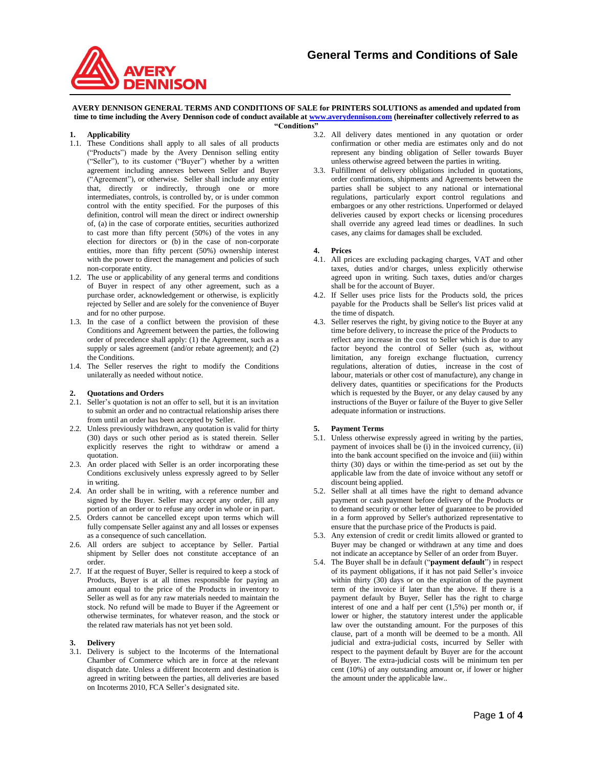# General Terms and Conditions of Sale

**AVERY DENNISON GENERAL TERMS AND CONDITIONS OF SALE for PRINTERS SOLUTIONS as amended and updated from time to time including the Avery Dennison code of conduct available at [www.averydennison.com](http://www.averydennison.com) (hereinafter collectively referred to as "Conditions"**

## 1. Applicability

1.1. These Conditions shall apply to all sales of all products ("Products") made by the Avery Dennison selling entity ("Seller"), to its customer ("Buyer") whether by a written agreement including annexes between Seller and Buyer ("Agreement"), or otherwise. Seller shall include any entity that, directly or indirectly, through one or more intermediates, controls, is controlled by, or is under common control with the entity specified. For the purposes of this definition, control will mean the direct or indirect ownership of, (a) in the case of corporate entities, securities authorized to cast more than fifty percent (50%) of the votes in any election for directors or (b) in the case of non-corporate entities, more than fifty percent (50%) ownership interest with the power to direct the management and policies of such non-corporate entity.

1.2. The use or applicability of any general terms and conditions of Buyer in respect of any other agreement, such as a purchase order, acknowledgement or otherwise, is explicitly rejected by Seller and are solely for the convenience of Buyer and for no other purpose.

1.3. In the case of a conflict between the provision of these Conditions and Agreement between the parties, the following order of precedence shall apply: (1) the Agreement, such as a supply or sales agreement (and/or rebate agreement); and (2) the Conditions.

1.4. The Seller reserves the right to modify the Conditions unilaterally as needed without notice.

## 2. Quotations and Orders

2.1. Seller's quotation is not an offer to sell, but it is an invitation to submit an order and no contractual relationship arises there from until an order has been accepted by Seller.

2.2. Unless previously withdrawn, any quotation is valid for thirty (30) days or such other period as is stated therein. Seller explicitly reserves the right to withdraw or amend a quotation.

2.3. An order placed with Seller is an order incorporating these Conditions exclusively unless expressly agreed to by Seller in writing.

2.4. An order shall be in writing, with a reference number and signed by the Buyer. Seller may accept any order, fill any portion of an order or to refuse any order in whole or in part.

2.5. Orders cannot be cancelled except upon terms which will fully compensate Seller against any and all losses or expenses as a consequence of such cancellation.

2.6. All orders are subject to acceptance by Seller. Partial shipment by Seller does not constitute acceptance of an order.

2.7. If at the request of Buyer, Seller is required to keep a stock of Products, Buyer is at all times responsible for paying an amount equal to the price of the Products in inventory to Seller as well as for any raw materials needed to maintain the stock. No refund will be made to Buyer if the Agreement or otherwise terminates, for whatever reason, and the stock or the related raw materials has not yet been sold.

## 3. Delivery

3.1. Delivery is subject to the Incoterms of the International Chamber of Commerce which are in force at the relevant dispatch date. Unless a different Incoterm and destination is agreed in writing between the parties, all deliveries are based on Incoterms 2010, FCA Seller's designated site.

3.2. All delivery dates mentioned in any quotation or order confirmation or other media are estimates only and do not represent any binding obligation of Seller towards Buyer unless otherwise agreed between the parties in writing.

3.3. Fulfillment of delivery obligations included in quotations, order confirmations, shipments and Agreements between the parties shall be subject to any national or international regulations, particularly export control regulations and embargoes or any other restrictions. Unperformed or delayed deliveries caused by export checks or licensing procedures shall override any agreed lead times or deadlines. In such cases, any claims for damages shall be excluded.

## 4. Prices

4.1. All prices are excluding packaging charges, VAT and other taxes, duties and/or charges, unless explicitly otherwise agreed upon in writing. Such taxes, duties and/or charges shall be for the account of Buyer.

4.2. If Seller uses price lists for the Products sold, the prices payable for the Products shall be Seller's list prices valid at the time of dispatch.

4.3. Seller reserves the right, by giving notice to the Buyer at any time before delivery, to increase the price of the Products to reflect any increase in the cost to Seller which is due to any factor beyond the control of Seller (such as, without limitation, any foreign exchange fluctuation, currency regulations, alteration of duties, increase in the cost of labour, materials or other cost of manufacture), any change in delivery dates, quantities or specifications for the Products which is requested by the Buyer, or any delay caused by any instructions of the Buyer or failure of the Buyer to give Seller adequate information or instructions.

## 5. Payment Terms

5.1. Unless otherwise expressly agreed in writing by the parties, payment of invoices shall be (i) in the invoiced currency, (ii) into the bank account specified on the invoice and (iii) within thirty (30) days or within the time-period as set out by the applicable law from the date of invoice without any setoff or discount being applied.

5.2. Seller shall at all times have the right to demand advance payment or cash payment before delivery of the Products or to demand security or other letter of guarantee to be provided in a form approved by Seller's authorized representative to ensure that the purchase price of the Products is paid.

5.3. Any extension of credit or credit limits allowed or granted to Buyer may be changed or withdrawn at any time and does not indicate an acceptance by Seller of an order from Buyer.

5.4. The Buyer shall be in default ("**payment default**") in respect of its payment obligations, if it has not paid Seller's invoice within thirty (30) days or on the expiration of the payment term of the invoice if later than the above. If there is a payment default by Buyer, Seller has the right to charge interest of one and a half per cent (1,5%) per month or, if lower or higher, the statutory interest under the applicable law over the outstanding amount. For the purposes of this clause, part of a month will be deemed to be a month. All judicial and extra-judicial costs, incurred by Seller with respect to the payment default by Buyer are for the account of Buyer. The extra-judicial costs will be minimum ten per cent (10%) of any outstanding amount or, if lower or higher the amount under the applicable law..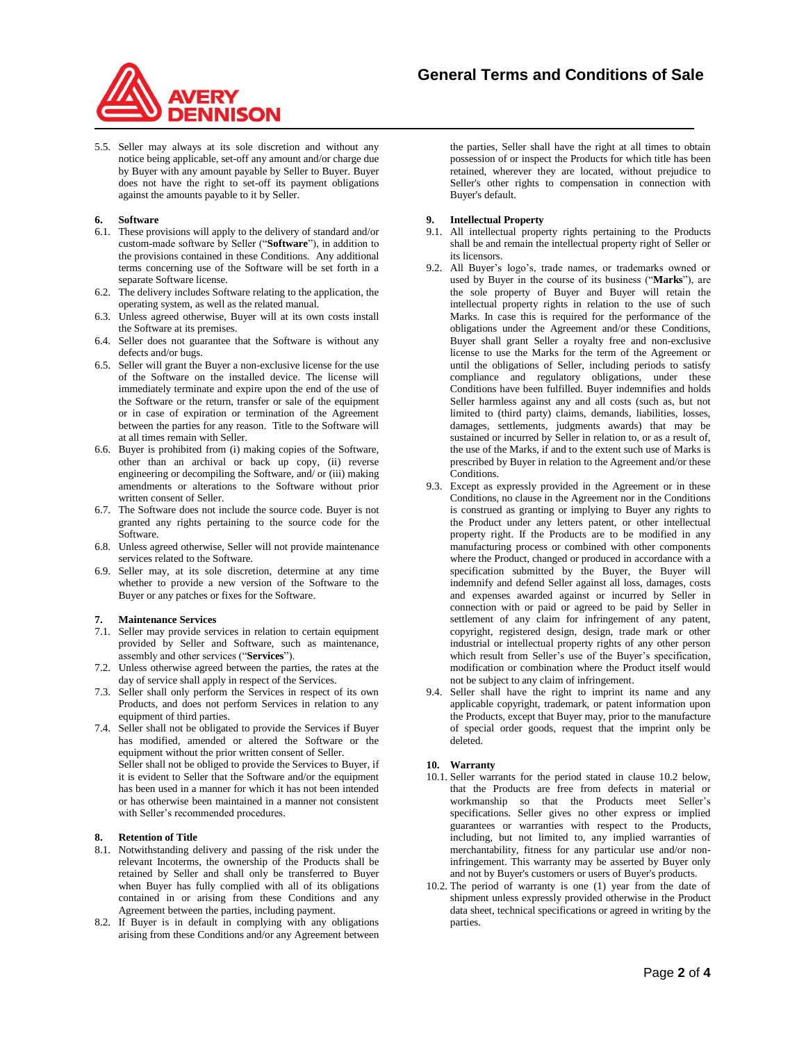5.5. Seller may always at its sole discretion and without any notice being applicable, set-off any amount and/or charge due by Buyer with any amount payable by Seller to Buyer. Buyer does not have the right to set-off its payment obligations against the amounts payable to it by Seller.

**6. Software**

6.1. These provisions will apply to the delivery of standard and/or custom-made software by Seller ("**Software**"), in addition to the provisions contained in these Conditions. Any additional terms concerning use of the Software will be set forth in a separate Software license.

6.2. The delivery includes Software relating to the application, the operating system, as well as the related manual.

6.3. Unless agreed otherwise, Buyer will at its own costs install the Software at its premises.

6.4. Seller does not guarantee that the Software is without any defects and/or bugs.

6.5. Seller will grant the Buyer a non-exclusive license for the use of the Software on the installed device. The license will immediately terminate and expire upon the end of the use of the Software or the return, transfer or sale of the equipment or in case of expiration or termination of the Agreement between the parties for any reason. Title to the Software will at all times remain with Seller.

6.6. Buyer is prohibited from (i) making copies of the Software, other than an archival or back up copy, (ii) reverse engineering or decompiling the Software, and/ or (iii) making amendments or alterations to the Software without prior written consent of Seller.

6.7. The Software does not include the source code. Buyer is not granted any rights pertaining to the source code for the Software.

6.8. Unless agreed otherwise, Seller will not provide maintenance services related to the Software.

6.9. Seller may, at its sole discretion, determine at any time whether to provide a new version of the Software to the Buyer or any patches or fixes for the Software.

**7. Maintenance Services**

7.1. Seller may provide services in relation to certain equipment provided by Seller and Software, such as maintenance, assembly and other services ("**Services**").

7.2. Unless otherwise agreed between the parties, the rates at the day of service shall apply in respect of the Services.

7.3. Seller shall only perform the Services in respect of its own Products, and does not perform Services in relation to any equipment of third parties.

7.4. Seller shall not be obligated to provide the Services if Buyer has modified, amended or altered the Software or the equipment without the prior written consent of Seller. Seller shall not be obliged to provide the Services to Buyer, if it is evident to Seller that the Software and/or the equipment has been used in a manner for which it has not been intended or has otherwise been maintained in a manner not consistent with Seller's recommended procedures.

**8. Retention of Title**

8.1. Notwithstanding delivery and passing of the risk under the relevant Incoterms, the ownership of the Products shall be retained by Seller and shall only be transferred to Buyer when Buyer has fully complied with all of its obligations contained in or arising from these Conditions and any Agreement between the parties, including payment.

8.2. If Buyer is in default in complying with any obligations arising from these Conditions and/or any Agreement between the parties, Seller shall have the right at all times to obtain possession of or inspect the Products for which title has been retained, wherever they are located, without prejudice to Seller's other rights to compensation in connection with Buyer's default.

**9. Intellectual Property**

9.1. All intellectual property rights pertaining to the Products shall be and remain the intellectual property right of Seller or its licensors.

9.2. All Buyer's logo's, trade names, or trademarks owned or used by Buyer in the course of its business ("**Marks**"), are the sole property of Buyer and Buyer will retain the intellectual property rights in relation to the use of such Marks. In case this is required for the performance of the obligations under the Agreement and/or these Conditions, Buyer shall grant Seller a royalty free and non-exclusive license to use the Marks for the term of the Agreement or until the obligations of Seller, including periods to satisfy compliance and regulatory obligations, under these Conditions have been fulfilled. Buyer indemnifies and holds Seller harmless against any and all costs (such as, but not limited to (third party) claims, demands, liabilities, losses, damages, settlements, judgments awards) that may be sustained or incurred by Seller in relation to, or as a result of, the use of the Marks, if and to the extent such use of Marks is prescribed by Buyer in relation to the Agreement and/or these Conditions.

9.3. Except as expressly provided in the Agreement or in these Conditions, no clause in the Agreement nor in the Conditions is construed as granting or implying to Buyer any rights to the Product under any letters patent, or other intellectual property right. If the Products are to be modified in any manufacturing process or combined with other components where the Product, changed or produced in accordance with a specification submitted by the Buyer, the Buyer will indemnify and defend Seller against all loss, damages, costs and expenses awarded against or incurred by Seller in connection with or paid or agreed to be paid by Seller in settlement of any claim for infringement of any patent, copyright, registered design, design, trade mark or other industrial or intellectual property rights of any other person which result from Seller's use of the Buyer's specification, modification or combination where the Product itself would not be subject to any claim of infringement.

9.4. Seller shall have the right to imprint its name and any applicable copyright, trademark, or patent information upon the Products, except that Buyer may, prior to the manufacture of special order goods, request that the imprint only be deleted.

**10. Warranty**

10.1. Seller warrants for the period stated in clause 10.2 below, that the Products are free from defects in material or workmanship so that the Products meet Seller's specifications. Seller gives no other express or implied guarantees or warranties with respect to the Products, including, but not limited to, any implied warranties of merchantability, fitness for any particular use and/or non-infringement. This warranty may be asserted by Buyer only and not by Buyer's customers or users of Buyer's products.

10.2. The period of warranty is one (1) year from the date of shipment unless expressly provided otherwise in the Product data sheet, technical specifications or agreed in writing by the parties.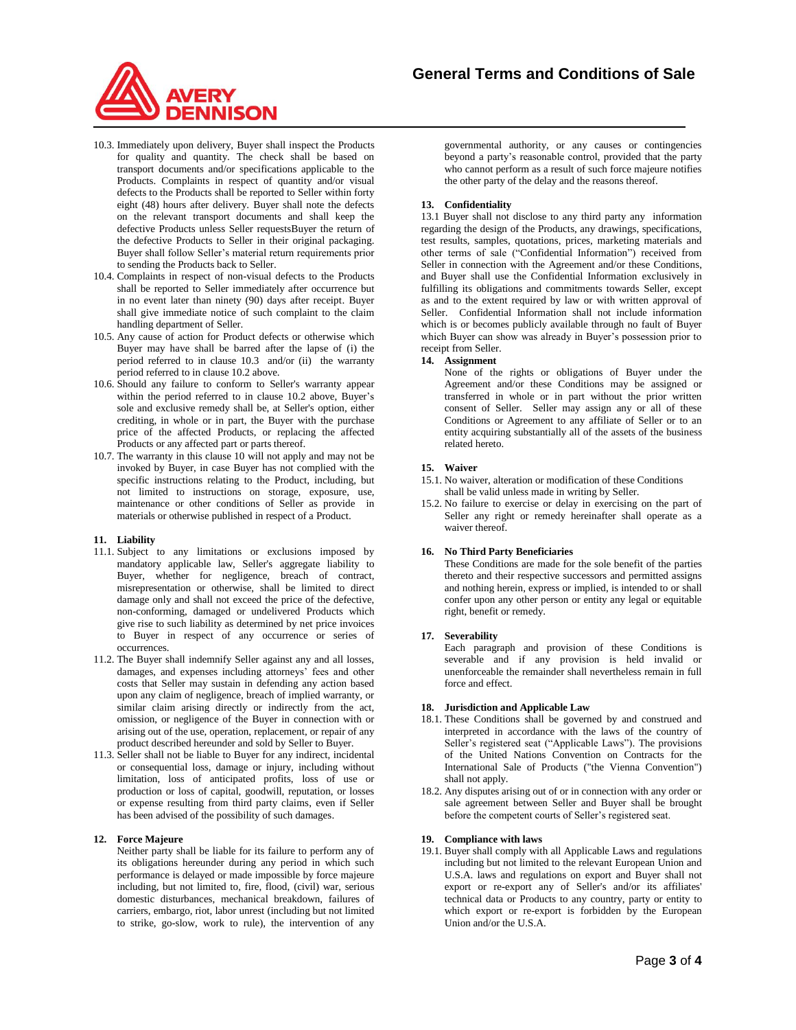10.3. Immediately upon delivery, Buyer shall inspect the Products for quality and quantity. The check shall be based on transport documents and/or specifications applicable to the Products. Complaints in respect of quantity and/or visual defects to the Products shall be reported to Seller within forty eight (48) hours after delivery. Buyer shall note the defects on the relevant transport documents and shall keep the defective Products unless Seller requestsBuyer the return of the defective Products to Seller in their original packaging. Buyer shall follow Seller's material return requirements prior to sending the Products back to Seller.

10.4. Complaints in respect of non-visual defects to the Products shall be reported to Seller immediately after occurrence but in no event later than ninety (90) days after receipt. Buyer shall give immediate notice of such complaint to the claim handling department of Seller.

10.5. Any cause of action for Product defects or otherwise which Buyer may have shall be barred after the lapse of (i) the period referred to in clause 10.3 and/or (ii) the warranty period referred to in clause 10.2 above.

10.6. Should any failure to conform to Seller's warranty appear within the period referred to in clause 10.2 above, Buyer's sole and exclusive remedy shall be, at Seller's option, either crediting, in whole or in part, the Buyer with the purchase price of the affected Products, or replacing the affected Products or any affected part or parts thereof.

10.7. The warranty in this clause 10 will not apply and may not be invoked by Buyer, in case Buyer has not complied with the specific instructions relating to the Product, including, but not limited to instructions on storage, exposure, use, maintenance or other conditions of Seller as provide in materials or otherwise published in respect of a Product.

#### 11. Liability

11.1. Subject to any limitations or exclusions imposed by mandatory applicable law, Seller's aggregate liability to Buyer, whether for negligence, breach of contract, misrepresentation or otherwise, shall be limited to direct damage only and shall not exceed the price of the defective, non-conforming, damaged or undelivered Products which give rise to such liability as determined by net price invoices to Buyer in respect of any occurrence or series of occurrences.

11.2. The Buyer shall indemnify Seller against any and all losses, damages, and expenses including attorneys' fees and other costs that Seller may sustain in defending any action based upon any claim of negligence, breach of implied warranty, or similar claim arising directly or indirectly from the act, omission, or negligence of the Buyer in connection with or arising out of the use, operation, replacement, or repair of any product described hereunder and sold by Seller to Buyer.

11.3. Seller shall not be liable to Buyer for any indirect, incidental or consequential loss, damage or injury, including without limitation, loss of anticipated profits, loss of use or production or loss of capital, goodwill, reputation, or losses or expense resulting from third party claims, even if Seller has been advised of the possibility of such damages.

#### 12. Force Majeure

Neither party shall be liable for its failure to perform any of its obligations hereunder during any period in which such performance is delayed or made impossible by force majeure including, but not limited to, fire, flood, (civil) war, serious domestic disturbances, mechanical breakdown, failures of carriers, embargo, riot, labor unrest (including but not limited to strike, go-slow, work to rule), the intervention of any governmental authority, or any causes or contingencies beyond a party's reasonable control, provided that the party who cannot perform as a result of such force majeure notifies the other party of the delay and the reasons thereof.

#### 13. Confidentiality

13.1 Buyer shall not disclose to any third party any information regarding the design of the Products, any drawings, specifications, test results, samples, quotations, prices, marketing materials and other terms of sale ("Confidential Information") received from Seller in connection with the Agreement and/or these Conditions, and Buyer shall use the Confidential Information exclusively in fulfilling its obligations and commitments towards Seller, except as and to the extent required by law or with written approval of Seller. Confidential Information shall not include information which is or becomes publicly available through no fault of Buyer which Buyer can show was already in Buyer's possession prior to receipt from Seller.

#### 14. Assignment

None of the rights or obligations of Buyer under the Agreement and/or these Conditions may be assigned or transferred in whole or in part without the prior written consent of Seller. Seller may assign any or all of these Conditions or Agreement to any affiliate of Seller or to an entity acquiring substantially all of the assets of the business related hereto.

#### 15. Waiver

15.1. No waiver, alteration or modification of these Conditions shall be valid unless made in writing by Seller.

15.2. No failure to exercise or delay in exercising on the part of Seller any right or remedy hereinafter shall operate as a waiver thereof.

#### 16. No Third Party Beneficiaries

These Conditions are made for the sole benefit of the parties thereto and their respective successors and permitted assigns and nothing herein, express or implied, is intended to or shall confer upon any other person or entity any legal or equitable right, benefit or remedy.

#### 17. Severability

Each paragraph and provision of these Conditions is severable and if any provision is held invalid or unenforceable the remainder shall nevertheless remain in full force and effect.

#### 18. Jurisdiction and Applicable Law

18.1. These Conditions shall be governed by and construed and interpreted in accordance with the laws of the country of Seller's registered seat ("Applicable Laws"). The provisions of the United Nations Convention on Contracts for the International Sale of Products ("the Vienna Convention") shall not apply.

18.2. Any disputes arising out of or in connection with any order or sale agreement between Seller and Buyer shall be brought before the competent courts of Seller's registered seat.

#### 19. Compliance with laws

19.1. Buyer shall comply with all Applicable Laws and regulations including but not limited to the relevant European Union and U.S.A. laws and regulations on export and Buyer shall not export or re-export any of Seller's and/or its affiliates' technical data or Products to any country, party or entity to which export or re-export is forbidden by the European Union and/or the U.S.A.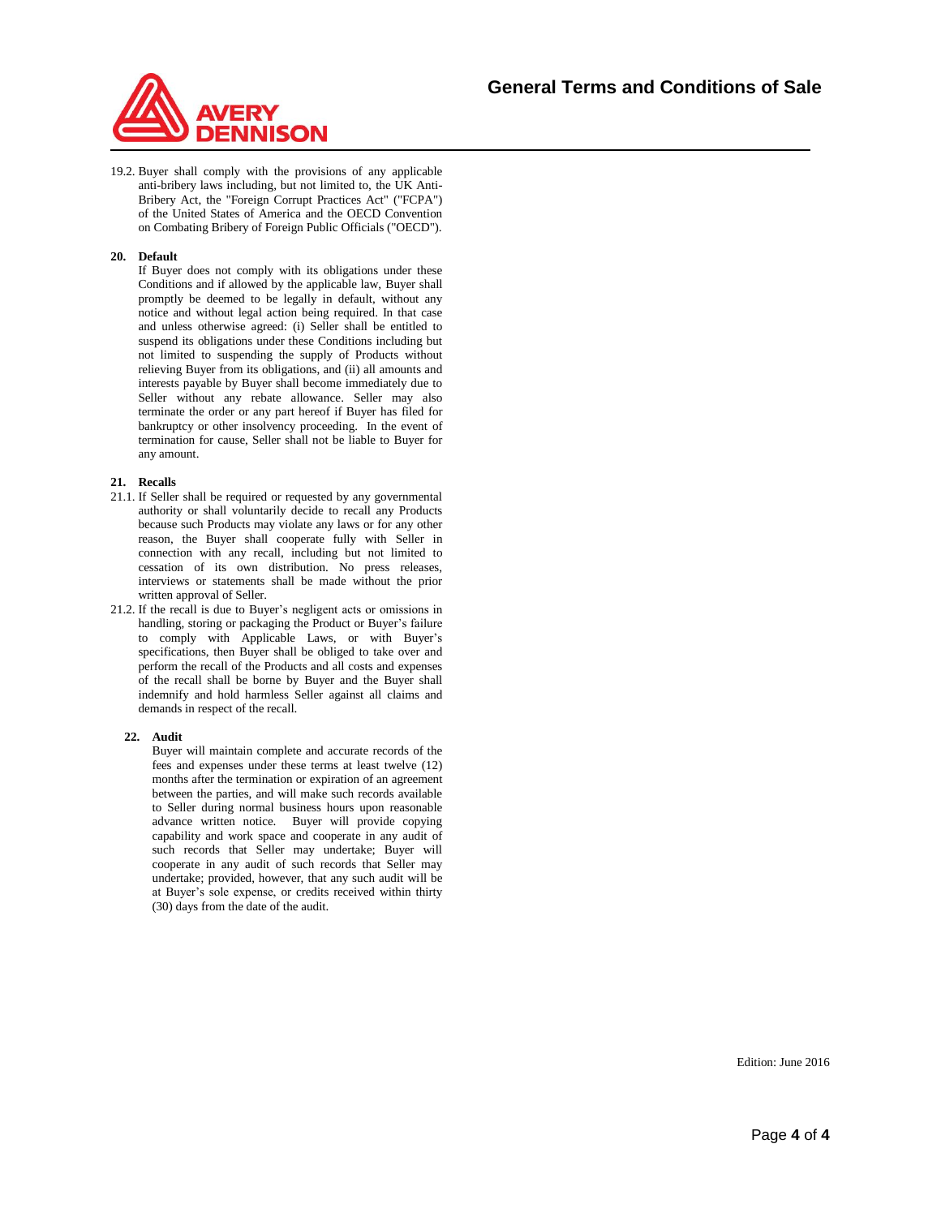19.2. Buyer shall comply with the provisions of any applicable anti-bribery laws including, but not limited to, the UK Anti-Bribery Act, the "Foreign Corrupt Practices Act" ("FCPA") of the United States of America and the OECD Convention on Combating Bribery of Foreign Public Officials ("OECD").

**20. Default**

If Buyer does not comply with its obligations under these Conditions and if allowed by the applicable law, Buyer shall promptly be deemed to be legally in default, without any notice and without legal action being required. In that case and unless otherwise agreed: (i) Seller shall be entitled to suspend its obligations under these Conditions including but not limited to suspending the supply of Products without relieving Buyer from its obligations, and (ii) all amounts and interests payable by Buyer shall become immediately due to Seller without any rebate allowance. Seller may also terminate the order or any part hereof if Buyer has filed for bankruptcy or other insolvency proceeding. In the event of termination for cause, Seller shall not be liable to Buyer for any amount.

**21. Recalls**

21.1. If Seller shall be required or requested by any governmental authority or shall voluntarily decide to recall any Products because such Products may violate any laws or for any other reason, the Buyer shall cooperate fully with Seller in connection with any recall, including but not limited to cessation of its own distribution. No press releases, interviews or statements shall be made without the prior written approval of Seller.

21.2. If the recall is due to Buyer's negligent acts or omissions in handling, storing or packaging the Product or Buyer's failure to comply with Applicable Laws, or with Buyer's specifications, then Buyer shall be obliged to take over and perform the recall of the Products and all costs and expenses of the recall shall be borne by Buyer and the Buyer shall indemnify and hold harmless Seller against all claims and demands in respect of the recall.

**22. Audit**

Buyer will maintain complete and accurate records of the fees and expenses under these terms at least twelve (12) months after the termination or expiration of an agreement between the parties, and will make such records available to Seller during normal business hours upon reasonable advance written notice. Buyer will provide copying capability and work space and cooperate in any audit of such records that Seller may undertake; Buyer will cooperate in any audit of such records that Seller may undertake; provided, however, that any such audit will be at Buyer's sole expense, or credits received within thirty (30) days from the date of the audit.

Edition: June 2016